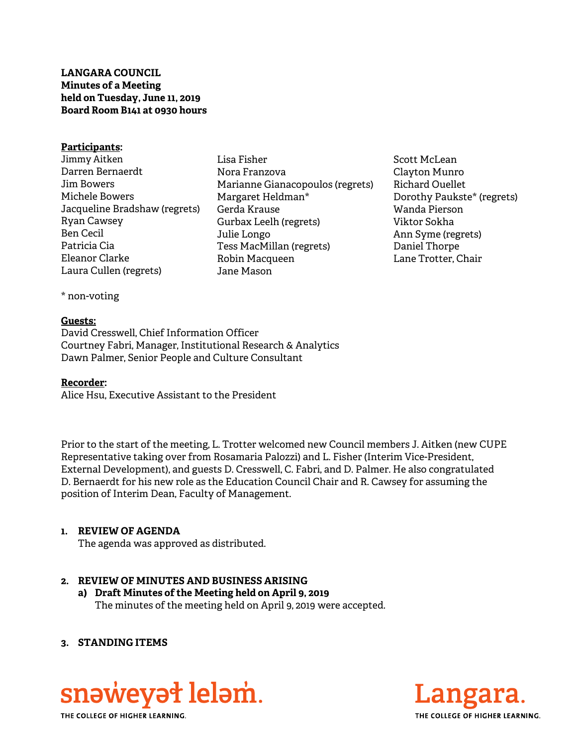**LANGARA COUNCIL**
**Minutes of a Meeting**
**held on Tuesday, June 11, 2019**
**Board Room B141 at 0930 hours**

**Participants:**

Jimmy Aitken
Darren Bernaerdt
Jim Bowers
Michele Bowers
Jacqueline Bradshaw (regrets)
Ryan Cawsey
Ben Cecil
Patricia Cia
Eleanor Clarke
Laura Cullen (regrets)
Lisa Fisher
Nora Franzova
Marianne Gianacopoulos (regrets)
Margaret Heldman*
Gerda Krause
Gurbax Leelh (regrets)
Julie Longo
Tess MacMillan (regrets)
Robin Macqueen
Jane Mason
Scott McLean
Clayton Munro
Richard Ouellet
Dorothy Paukste* (regrets)
Wanda Pierson
Viktor Sokha
Ann Syme (regrets)
Daniel Thorpe
Lane Trotter, Chair

* non-voting

**Guests:**
David Cresswell, Chief Information Officer
Courtney Fabri, Manager, Institutional Research & Analytics
Dawn Palmer, Senior People and Culture Consultant

**Recorder:**
Alice Hsu, Executive Assistant to the President

Prior to the start of the meeting, L. Trotter welcomed new Council members J. Aitken (new CUPE Representative taking over from Rosamaria Palozzi) and L. Fisher (Interim Vice-President, External Development), and guests D. Cresswell, C. Fabri, and D. Palmer. He also congratulated D. Bernaerdt for his new role as the Education Council Chair and R. Cawsey for assuming the position of Interim Dean, Faculty of Management.

**1. REVIEW OF AGENDA**
The agenda was approved as distributed.

**2. REVIEW OF MINUTES AND BUSINESS ARISING**

**a) Draft Minutes of the Meeting held on April 9, 2019**
The minutes of the meeting held on April 9, 2019 were accepted.

**3. STANDING ITEMS**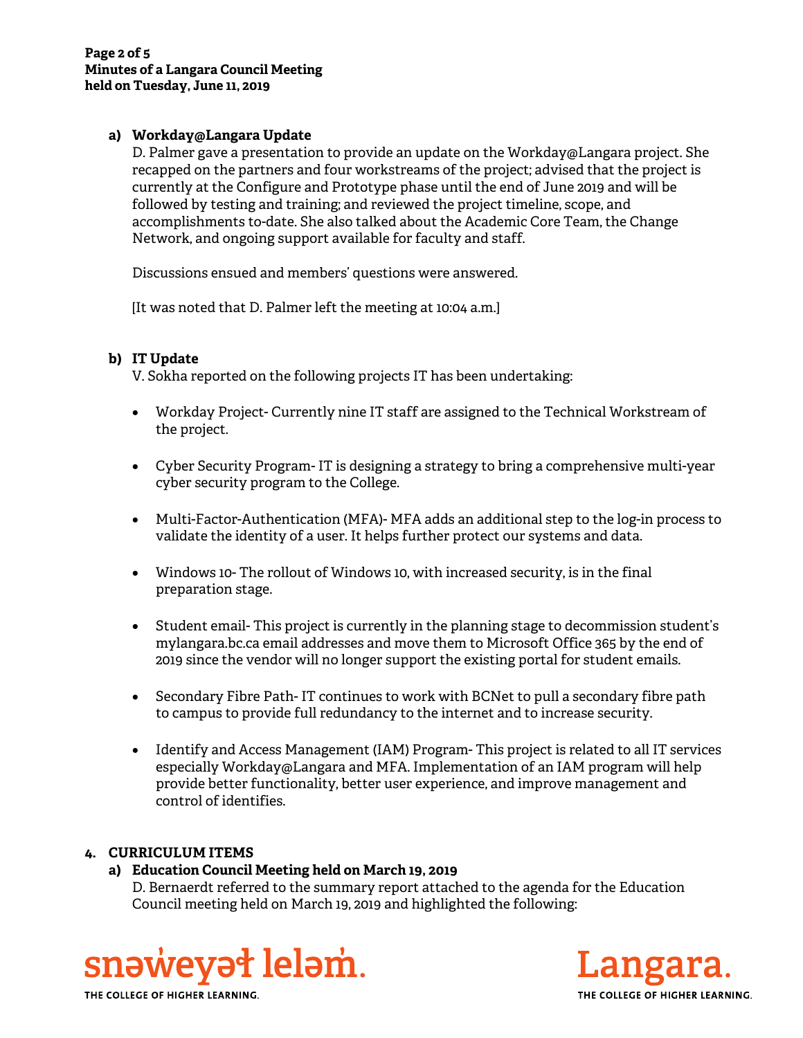**a) Workday@Langara Update**

D. Palmer gave a presentation to provide an update on the Workday@Langara project. She recapped on the partners and four workstreams of the project; advised that the project is currently at the Configure and Prototype phase until the end of June 2019 and will be followed by testing and training; and reviewed the project timeline, scope, and accomplishments to-date. She also talked about the Academic Core Team, the Change Network, and ongoing support available for faculty and staff.

Discussions ensued and members' questions were answered.

[It was noted that D. Palmer left the meeting at 10:04 a.m.]

**b) IT Update**

V. Sokha reported on the following projects IT has been undertaking:

- Workday Project- Currently nine IT staff are assigned to the Technical Workstream of the project.
- Cyber Security Program- IT is designing a strategy to bring a comprehensive multi-year cyber security program to the College.
- Multi-Factor-Authentication (MFA)- MFA adds an additional step to the log-in process to validate the identity of a user. It helps further protect our systems and data.
- Windows 10- The rollout of Windows 10, with increased security, is in the final preparation stage.
- Student email- This project is currently in the planning stage to decommission student's mylangara.bc.ca email addresses and move them to Microsoft Office 365 by the end of 2019 since the vendor will no longer support the existing portal for student emails.
- Secondary Fibre Path- IT continues to work with BCNet to pull a secondary fibre path to campus to provide full redundancy to the internet and to increase security.
- Identify and Access Management (IAM) Program- This project is related to all IT services especially Workday@Langara and MFA. Implementation of an IAM program will help provide better functionality, better user experience, and improve management and control of identifies.

## 4. CURRICULUM ITEMS

**a) Education Council Meeting held on March 19, 2019**

D. Bernaerdt referred to the summary report attached to the agenda for the Education Council meeting held on March 19, 2019 and highlighted the following: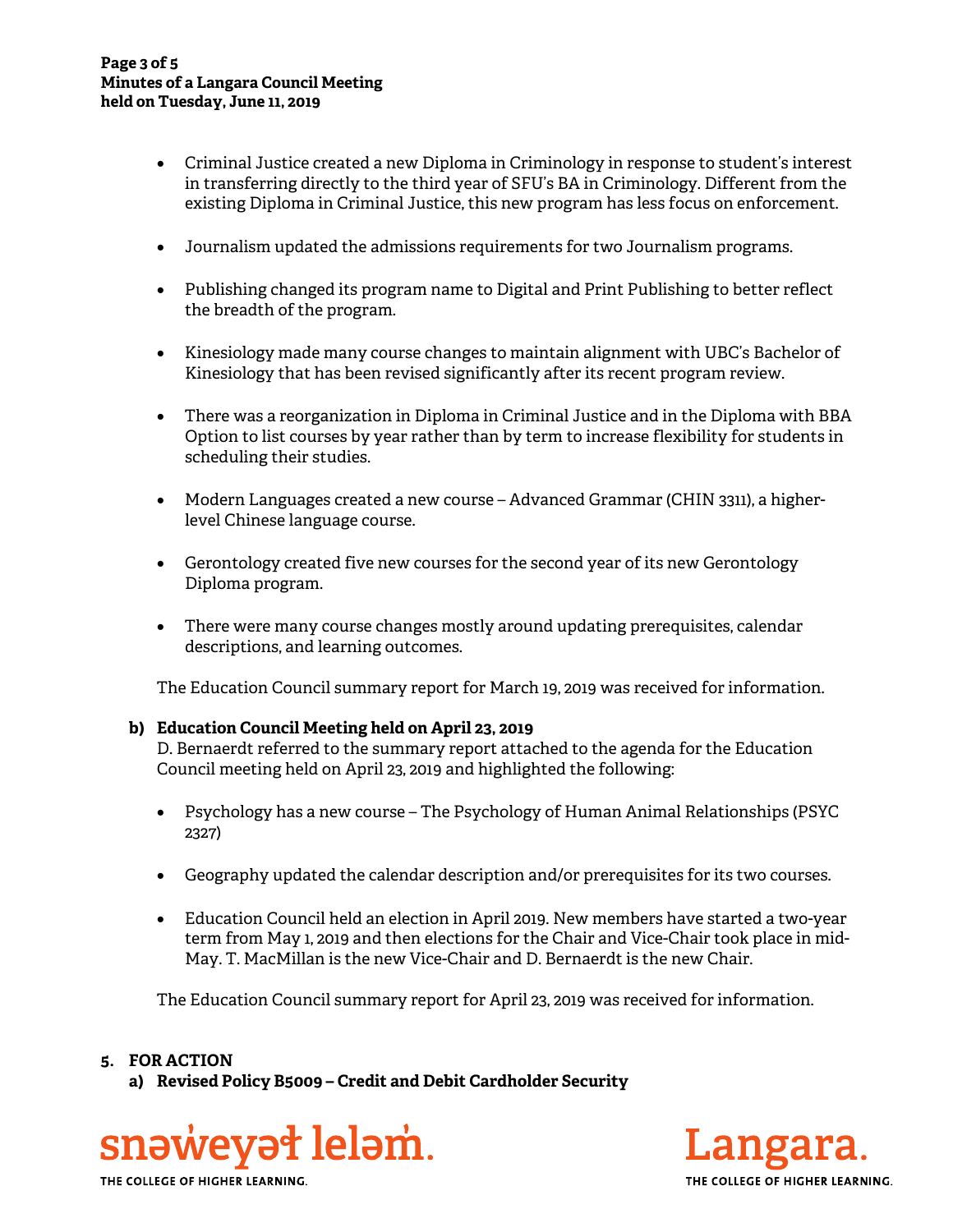- Criminal Justice created a new Diploma in Criminology in response to student's interest in transferring directly to the third year of SFU's BA in Criminology. Different from the existing Diploma in Criminal Justice, this new program has less focus on enforcement.

- Journalism updated the admissions requirements for two Journalism programs.

- Publishing changed its program name to Digital and Print Publishing to better reflect the breadth of the program.

- Kinesiology made many course changes to maintain alignment with UBC's Bachelor of Kinesiology that has been revised significantly after its recent program review.

- There was a reorganization in Diploma in Criminal Justice and in the Diploma with BBA Option to list courses by year rather than by term to increase flexibility for students in scheduling their studies.

- Modern Languages created a new course – Advanced Grammar (CHIN 3311), a higher-level Chinese language course.

- Gerontology created five new courses for the second year of its new Gerontology Diploma program.

- There were many course changes mostly around updating prerequisites, calendar descriptions, and learning outcomes.

The Education Council summary report for March 19, 2019 was received for information.

**b) Education Council Meeting held on April 23, 2019**

D. Bernaerdt referred to the summary report attached to the agenda for the Education Council meeting held on April 23, 2019 and highlighted the following:

- Psychology has a new course – The Psychology of Human Animal Relationships (PSYC 2327)

- Geography updated the calendar description and/or prerequisites for its two courses.

- Education Council held an election in April 2019. New members have started a two-year term from May 1, 2019 and then elections for the Chair and Vice-Chair took place in mid-May. T. MacMillan is the new Vice-Chair and D. Bernaerdt is the new Chair.

The Education Council summary report for April 23, 2019 was received for information.

**5. FOR ACTION**

**a) Revised Policy B5009 – Credit and Debit Cardholder Security**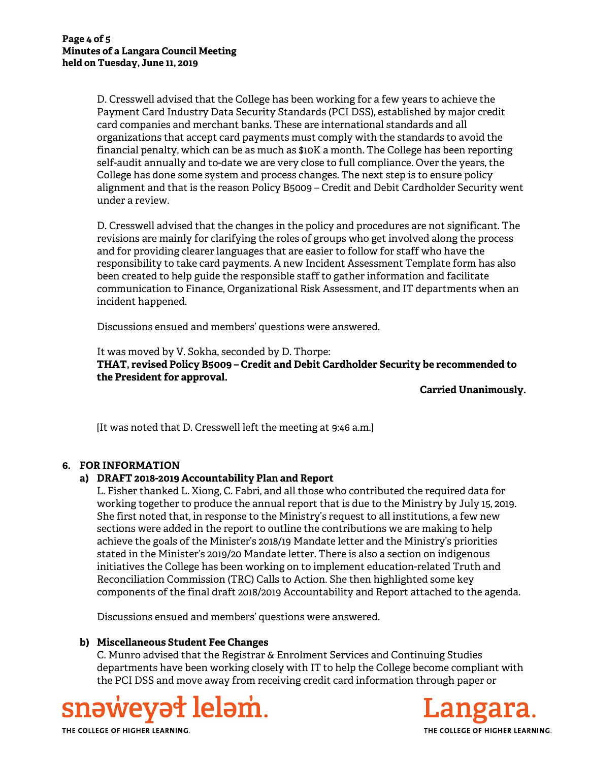D. Cresswell advised that the College has been working for a few years to achieve the Payment Card Industry Data Security Standards (PCI DSS), established by major credit card companies and merchant banks. These are international standards and all organizations that accept card payments must comply with the standards to avoid the financial penalty, which can be as much as $10K a month. The College has been reporting self-audit annually and to-date we are very close to full compliance. Over the years, the College has done some system and process changes. The next step is to ensure policy alignment and that is the reason Policy B5009 – Credit and Debit Cardholder Security went under a review.

D. Cresswell advised that the changes in the policy and procedures are not significant. The revisions are mainly for clarifying the roles of groups who get involved along the process and for providing clearer languages that are easier to follow for staff who have the responsibility to take card payments. A new Incident Assessment Template form has also been created to help guide the responsible staff to gather information and facilitate communication to Finance, Organizational Risk Assessment, and IT departments when an incident happened.

Discussions ensued and members' questions were answered.

It was moved by V. Sokha, seconded by D. Thorpe:
**THAT, revised Policy B5009 – Credit and Debit Cardholder Security be recommended to the President for approval.**

**Carried Unanimously.**

[It was noted that D. Cresswell left the meeting at 9:46 a.m.]

## 6. FOR INFORMATION

### a) DRAFT 2018-2019 Accountability Plan and Report

L. Fisher thanked L. Xiong, C. Fabri, and all those who contributed the required data for working together to produce the annual report that is due to the Ministry by July 15, 2019. She first noted that, in response to the Ministry's request to all institutions, a few new sections were added in the report to outline the contributions we are making to help achieve the goals of the Minister's 2018/19 Mandate letter and the Ministry's priorities stated in the Minister's 2019/20 Mandate letter. There is also a section on indigenous initiatives the College has been working on to implement education-related Truth and Reconciliation Commission (TRC) Calls to Action. She then highlighted some key components of the final draft 2018/2019 Accountability and Report attached to the agenda.

Discussions ensued and members' questions were answered.

### b) Miscellaneous Student Fee Changes

C. Munro advised that the Registrar & Enrolment Services and Continuing Studies departments have been working closely with IT to help the College become compliant with the PCI DSS and move away from receiving credit card information through paper or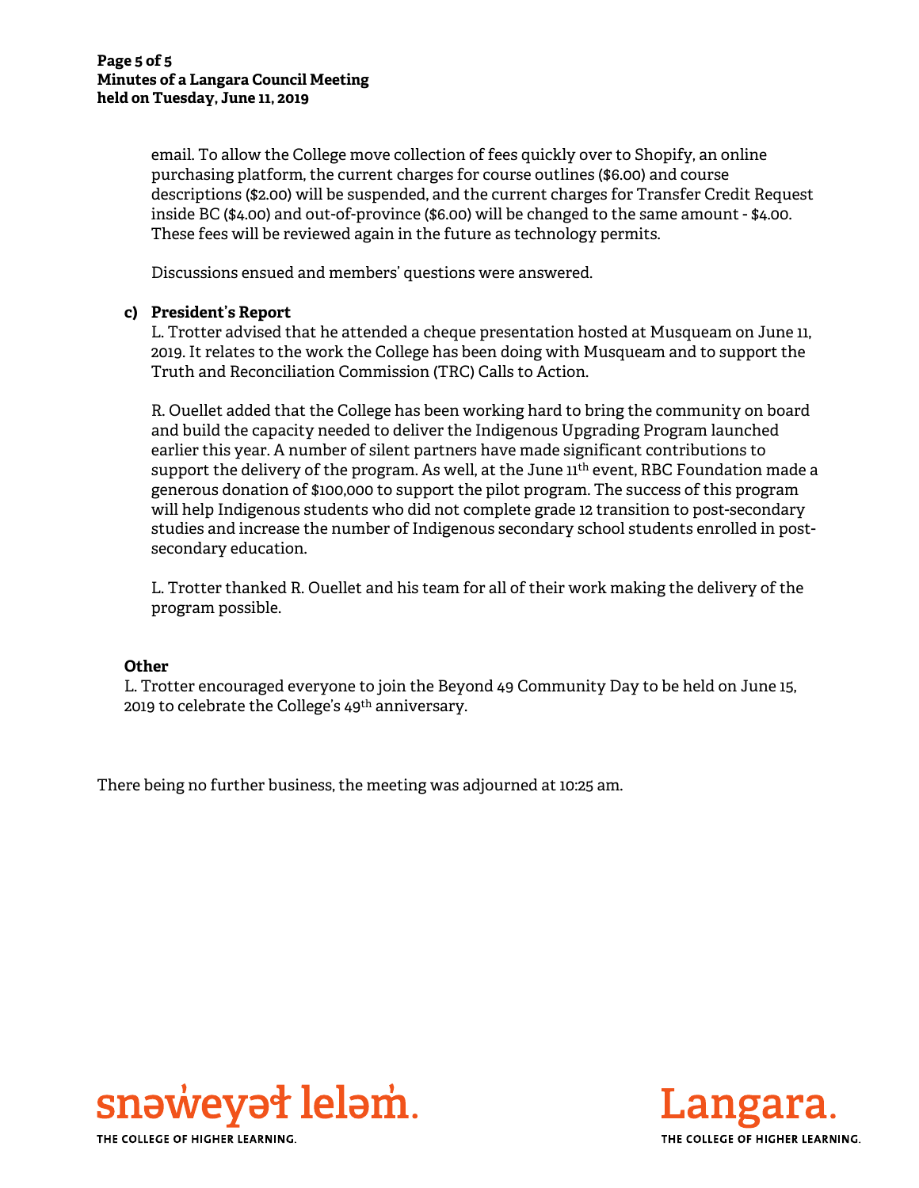email. To allow the College move collection of fees quickly over to Shopify, an online purchasing platform, the current charges for course outlines ($6.00) and course descriptions ($2.00) will be suspended, and the current charges for Transfer Credit Request inside BC ($4.00) and out-of-province ($6.00) will be changed to the same amount - $4.00. These fees will be reviewed again in the future as technology permits.

Discussions ensued and members' questions were answered.

**c) President's Report**

L. Trotter advised that he attended a cheque presentation hosted at Musqueam on June 11, 2019. It relates to the work the College has been doing with Musqueam and to support the Truth and Reconciliation Commission (TRC) Calls to Action.

R. Ouellet added that the College has been working hard to bring the community on board and build the capacity needed to deliver the Indigenous Upgrading Program launched earlier this year. A number of silent partners have made significant contributions to support the delivery of the program. As well, at the June 11th event, RBC Foundation made a generous donation of $100,000 to support the pilot program. The success of this program will help Indigenous students who did not complete grade 12 transition to post-secondary studies and increase the number of Indigenous secondary school students enrolled in post-secondary education.

L. Trotter thanked R. Ouellet and his team for all of their work making the delivery of the program possible.

**Other**

L. Trotter encouraged everyone to join the Beyond 49 Community Day to be held on June 15, 2019 to celebrate the College's 49th anniversary.

There being no further business, the meeting was adjourned at 10:25 am.